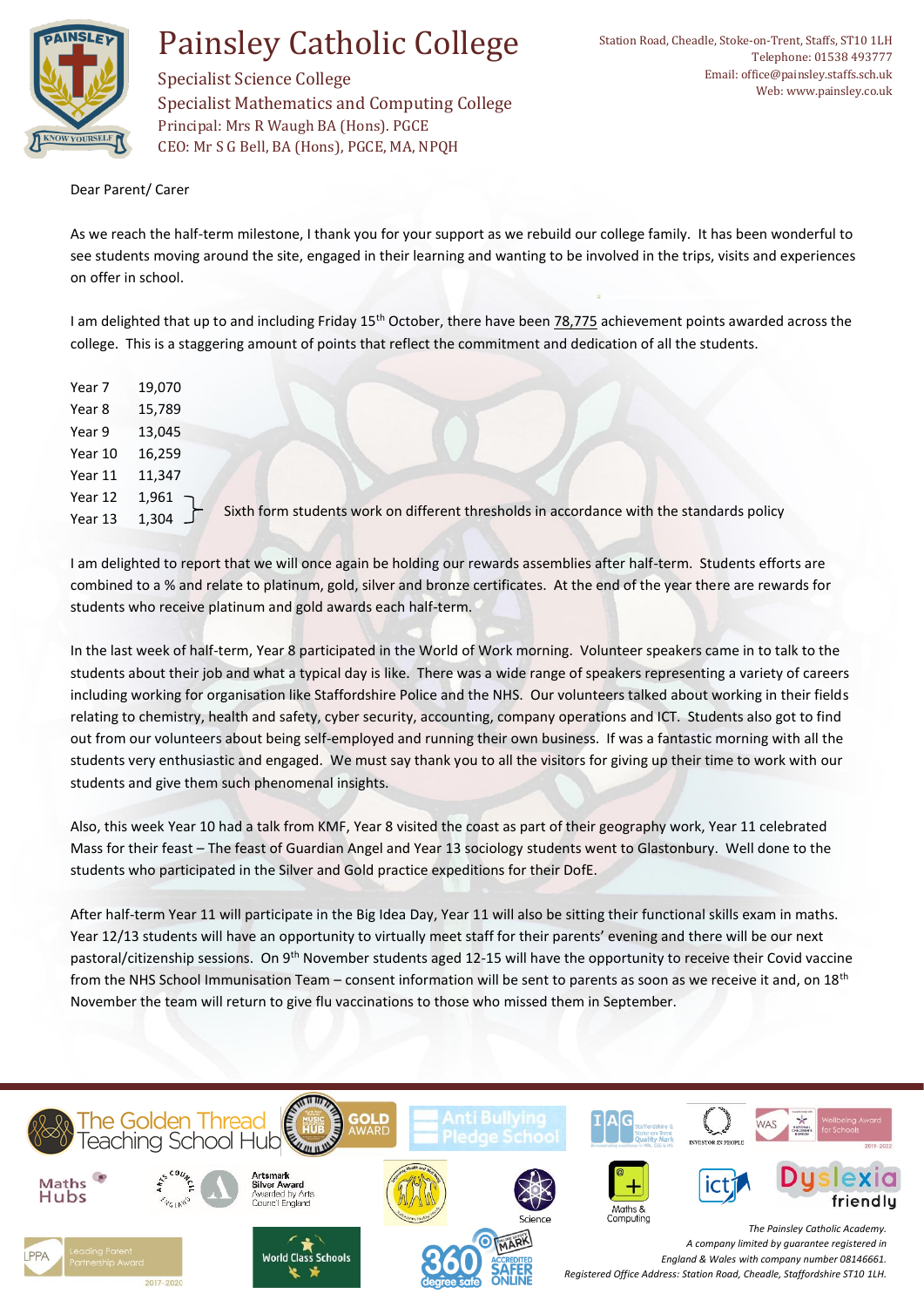# Painsley Catholic College

Specialist Science College
Specialist Mathematics and Computing College
Principal: Mrs R Waugh BA (Hons). PGCE
CEO: Mr S G Bell, BA (Hons), PGCE, MA, NPQH

Station Road, Cheadle, Stoke-on-Trent, Staffs, ST10 1LH
Telephone: 01538 493777
Email: office@painsley.staffs.sch.uk
Web: www.painsley.co.uk

Dear Parent/ Carer

As we reach the half-term milestone, I thank you for your support as we rebuild our college family. It has been wonderful to see students moving around the site, engaged in their learning and wanting to be involved in the trips, visits and experiences on offer in school.

I am delighted that up to and including Friday 15th October, there have been 78,775 achievement points awarded across the college. This is a staggering amount of points that reflect the commitment and dedication of all the students.

| | |
|---|---|
| Year 7 | 19,070 |
| Year 8 | 15,789 |
| Year 9 | 13,045 |
| Year 10 | 16,259 |
| Year 11 | 11,347 |
| Year 12 | 1,961 |
| Year 13 | 1,304 |

Year 12 and Year 13: Sixth form students work on different thresholds in accordance with the standards policy

I am delighted to report that we will once again be holding our rewards assemblies after half-term. Students efforts are combined to a % and relate to platinum, gold, silver and bronze certificates. At the end of the year there are rewards for students who receive platinum and gold awards each half-term.

In the last week of half-term, Year 8 participated in the World of Work morning. Volunteer speakers came in to talk to the students about their job and what a typical day is like. There was a wide range of speakers representing a variety of careers including working for organisation like Staffordshire Police and the NHS. Our volunteers talked about working in their fields relating to chemistry, health and safety, cyber security, accounting, company operations and ICT. Students also got to find out from our volunteers about being self-employed and running their own business. If was a fantastic morning with all the students very enthusiastic and engaged. We must say thank you to all the visitors for giving up their time to work with our students and give them such phenomenal insights.

Also, this week Year 10 had a talk from KMF, Year 8 visited the coast as part of their geography work, Year 11 celebrated Mass for their feast – The feast of Guardian Angel and Year 13 sociology students went to Glastonbury. Well done to the students who participated in the Silver and Gold practice expeditions for their DofE.

After half-term Year 11 will participate in the Big Idea Day, Year 11 will also be sitting their functional skills exam in maths. Year 12/13 students will have an opportunity to virtually meet staff for their parents' evening and there will be our next pastoral/citizenship sessions. On 9th November students aged 12-15 will have the opportunity to receive their Covid vaccine from the NHS School Immunisation Team – consent information will be sent to parents as soon as we receive it and, on 18th November the team will return to give flu vaccinations to those who missed them in September.

*The Painsley Catholic Academy.*
*A company limited by guarantee registered in England & Wales with company number 08146661.*
*Registered Office Address: Station Road, Cheadle, Staffordshire ST10 1LH.*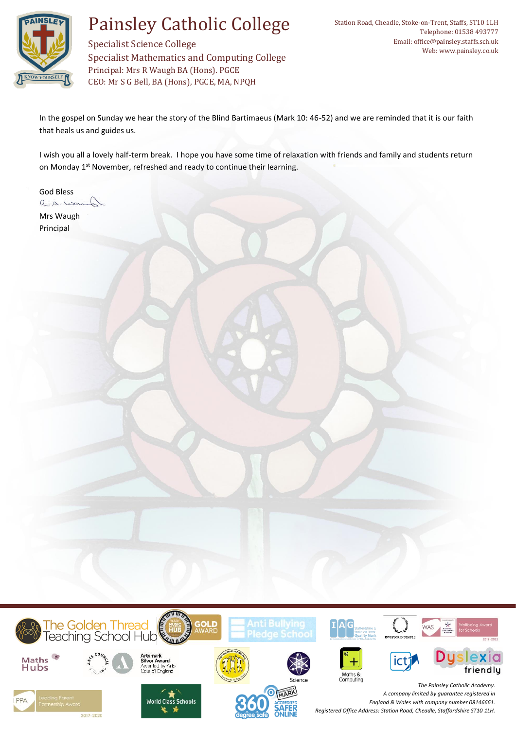In the gospel on Sunday we hear the story of the Blind Bartimaeus (Mark 10: 46-52) and we are reminded that it is our faith that heals us and guides us.

I wish you all a lovely half-term break. I hope you have some time of relaxation with friends and family and students return on Monday 1st November, refreshed and ready to continue their learning.

God Bless

Mrs Waugh
Principal

*The Painsley Catholic Academy.*
*A company limited by guarantee registered in England & Wales with company number 08146661.*
*Registered Office Address: Station Road, Cheadle, Staffordshire ST10 1LH.*